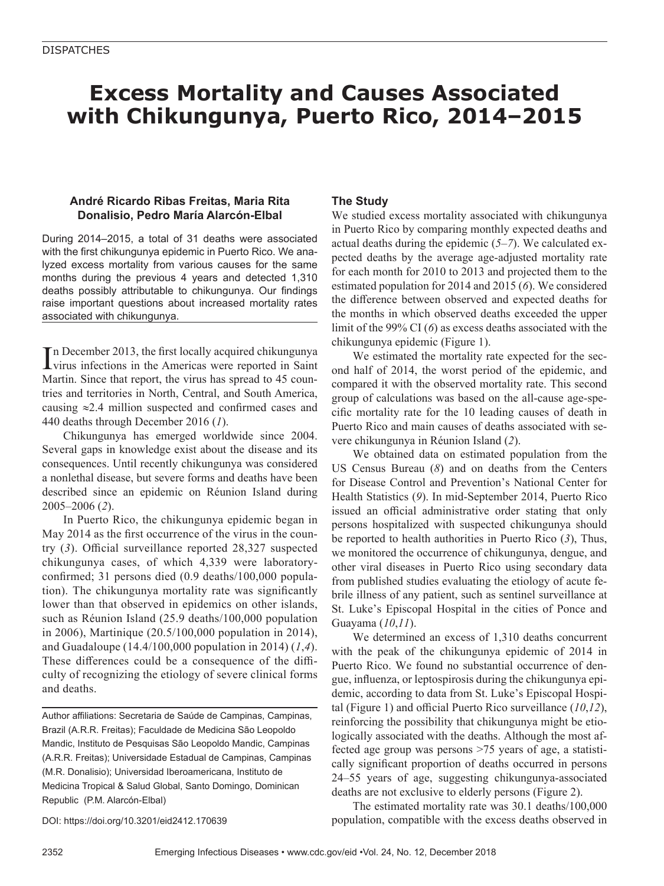DISPATCHES

# Excess Mortality and Causes Associated with Chikungunya, Puerto Rico, 2014–2015

**André Ricardo Ribas Freitas, Maria Rita Donalisio, Pedro María Alarcón-Elbal**

During 2014–2015, a total of 31 deaths were associated with the first chikungunya epidemic in Puerto Rico. We analyzed excess mortality from various causes for the same months during the previous 4 years and detected 1,310 deaths possibly attributable to chikungunya. Our findings raise important questions about increased mortality rates associated with chikungunya.

In December 2013, the first locally acquired chikungunya virus infections in the Americas were reported in Saint Martin. Since that report, the virus has spread to 45 countries and territories in North, Central, and South America, causing ≈2.4 million suspected and confirmed cases and 440 deaths through December 2016 (*1*).

Chikungunya has emerged worldwide since 2004. Several gaps in knowledge exist about the disease and its consequences. Until recently chikungunya was considered a nonlethal disease, but severe forms and deaths have been described since an epidemic on Réunion Island during 2005–2006 (*2*).

In Puerto Rico, the chikungunya epidemic began in May 2014 as the first occurrence of the virus in the country (*3*). Official surveillance reported 28,327 suspected chikungunya cases, of which 4,339 were laboratory-confirmed; 31 persons died (0.9 deaths/100,000 population). The chikungunya mortality rate was significantly lower than that observed in epidemics on other islands, such as Réunion Island (25.9 deaths/100,000 population in 2006), Martinique (20.5/100,000 population in 2014), and Guadaloupe (14.4/100,000 population in 2014) (*1*,*4*). These differences could be a consequence of the difficulty of recognizing the etiology of severe clinical forms and deaths.

Author affiliations: Secretaria de Saúde de Campinas, Campinas, Brazil (A.R.R. Freitas); Faculdade de Medicina São Leopoldo Mandic, Instituto de Pesquisas São Leopoldo Mandic, Campinas (A.R.R. Freitas); Universidade Estadual de Campinas, Campinas (M.R. Donalisio); Universidad Iberoamericana, Instituto de Medicina Tropical & Salud Global, Santo Domingo, Dominican Republic (P.M. Alarcón-Elbal)

DOI: https://doi.org/10.3201/eid2412.170639

## The Study

We studied excess mortality associated with chikungunya in Puerto Rico by comparing monthly expected deaths and actual deaths during the epidemic (*5*–*7*). We calculated expected deaths by the average age-adjusted mortality rate for each month for 2010 to 2013 and projected them to the estimated population for 2014 and 2015 (*6*). We considered the difference between observed and expected deaths for the months in which observed deaths exceeded the upper limit of the 99% CI (*6*) as excess deaths associated with the chikungunya epidemic (Figure 1).

We estimated the mortality rate expected for the second half of 2014, the worst period of the epidemic, and compared it with the observed mortality rate. This second group of calculations was based on the all-cause age-specific mortality rate for the 10 leading causes of death in Puerto Rico and main causes of deaths associated with severe chikungunya in Réunion Island (*2*).

We obtained data on estimated population from the US Census Bureau (*8*) and on deaths from the Centers for Disease Control and Prevention's National Center for Health Statistics (*9*). In mid-September 2014, Puerto Rico issued an official administrative order stating that only persons hospitalized with suspected chikungunya should be reported to health authorities in Puerto Rico (*3*), Thus, we monitored the occurrence of chikungunya, dengue, and other viral diseases in Puerto Rico using secondary data from published studies evaluating the etiology of acute febrile illness of any patient, such as sentinel surveillance at St. Luke's Episcopal Hospital in the cities of Ponce and Guayama (*10*,*11*).

We determined an excess of 1,310 deaths concurrent with the peak of the chikungunya epidemic of 2014 in Puerto Rico. We found no substantial occurrence of dengue, influenza, or leptospirosis during the chikungunya epidemic, according to data from St. Luke's Episcopal Hospital (Figure 1) and official Puerto Rico surveillance (*10*,*12*), reinforcing the possibility that chikungunya might be etiologically associated with the deaths. Although the most affected age group was persons >75 years of age, a statistically significant proportion of deaths occurred in persons 24–55 years of age, suggesting chikungunya-associated deaths are not exclusive to elderly persons (Figure 2).

The estimated mortality rate was 30.1 deaths/100,000 population, compatible with the excess deaths observed in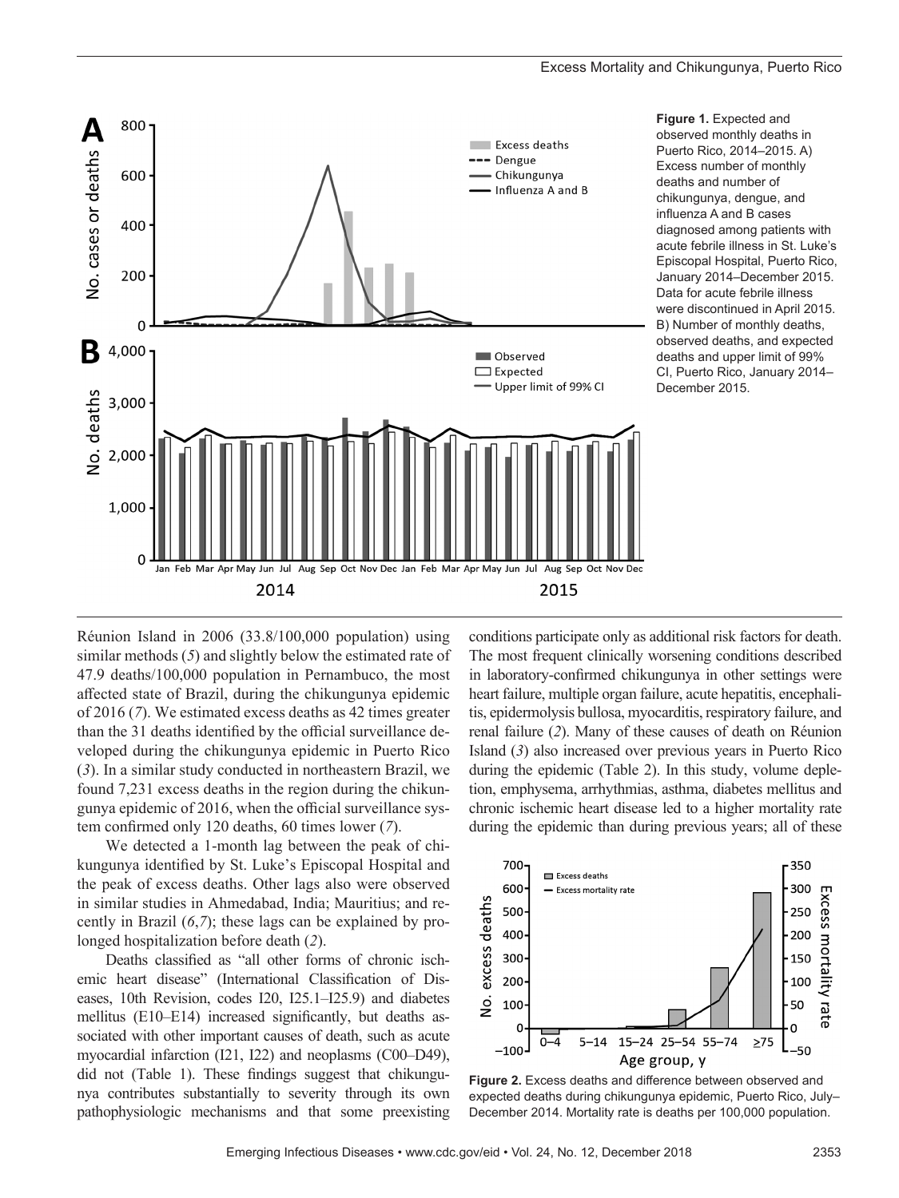**Figure 1.** Expected and observed monthly deaths in Puerto Rico, 2014–2015. A) Excess number of monthly deaths and number of chikungunya, dengue, and influenza A and B cases diagnosed among patients with acute febrile illness in St. Luke's Episcopal Hospital, Puerto Rico, January 2014–December 2015. Data for acute febrile illness were discontinued in April 2015. B) Number of monthly deaths, observed deaths, and expected deaths and upper limit of 99% CI, Puerto Rico, January 2014–December 2015.

Réunion Island in 2006 (33.8/100,000 population) using similar methods (*5*) and slightly below the estimated rate of 47.9 deaths/100,000 population in Pernambuco, the most affected state of Brazil, during the chikungunya epidemic of 2016 (*7*). We estimated excess deaths as 42 times greater than the 31 deaths identified by the official surveillance developed during the chikungunya epidemic in Puerto Rico (*3*). In a similar study conducted in northeastern Brazil, we found 7,231 excess deaths in the region during the chikungunya epidemic of 2016, when the official surveillance system confirmed only 120 deaths, 60 times lower (*7*).

We detected a 1-month lag between the peak of chikungunya identified by St. Luke's Episcopal Hospital and the peak of excess deaths. Other lags also were observed in similar studies in Ahmedabad, India; Mauritius; and recently in Brazil (*6*,*7*); these lags can be explained by prolonged hospitalization before death (*2*).

Deaths classified as "all other forms of chronic ischemic heart disease" (International Classification of Diseases, 10th Revision, codes I20, I25.1–I25.9) and diabetes mellitus (E10–E14) increased significantly, but deaths associated with other important causes of death, such as acute myocardial infarction (I21, I22) and neoplasms (C00–D49), did not (Table 1). These findings suggest that chikungunya contributes substantially to severity through its own pathophysiologic mechanisms and that some preexisting conditions participate only as additional risk factors for death. The most frequent clinically worsening conditions described in laboratory-confirmed chikungunya in other settings were heart failure, multiple organ failure, acute hepatitis, encephalitis, epidermolysis bullosa, myocarditis, respiratory failure, and renal failure (*2*). Many of these causes of death on Réunion Island (*3*) also increased over previous years in Puerto Rico during the epidemic (Table 2). In this study, volume depletion, emphysema, arrhythmias, asthma, diabetes mellitus and chronic ischemic heart disease led to a higher mortality rate during the epidemic than during previous years; all of these

**Figure 2.** Excess deaths and difference between observed and expected deaths during chikungunya epidemic, Puerto Rico, July–December 2014. Mortality rate is deaths per 100,000 population.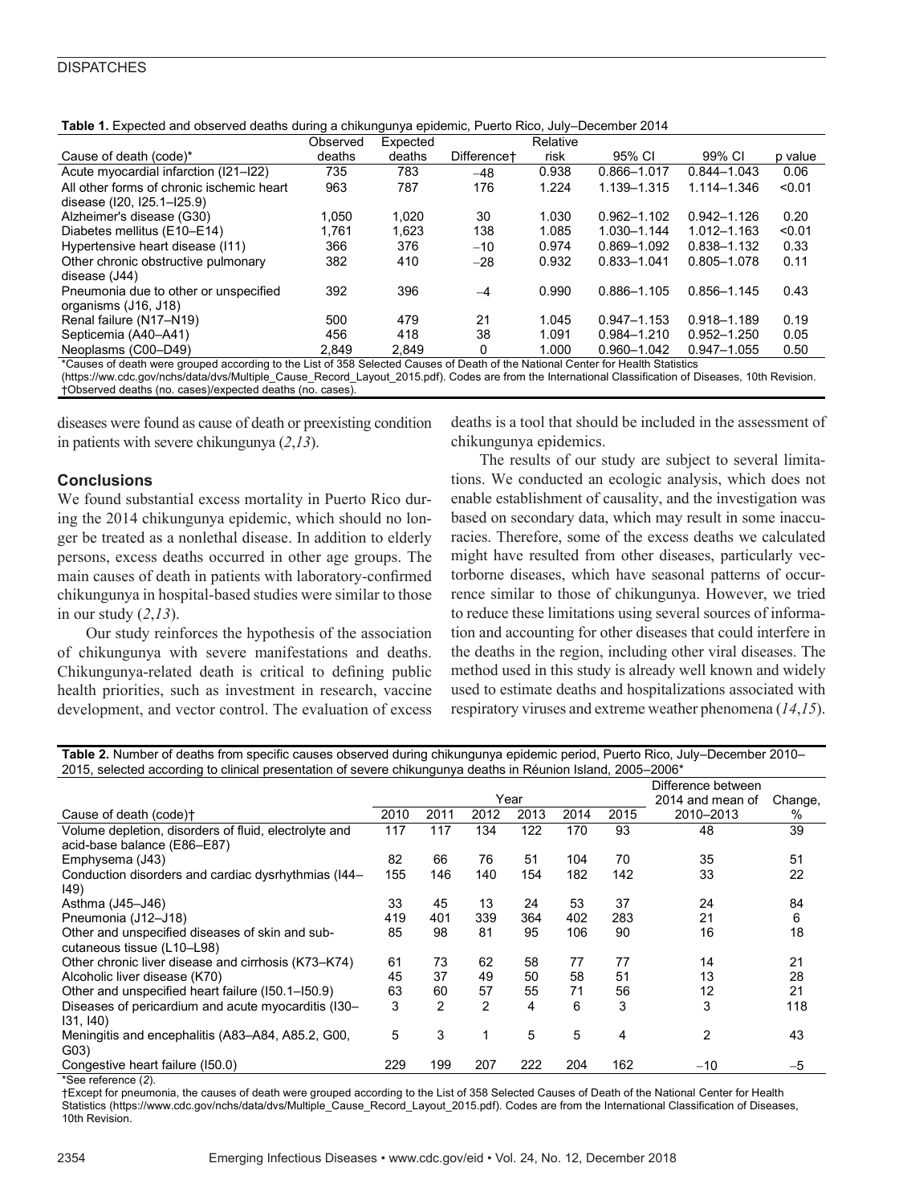**Table 1.** Expected and observed deaths during a chikungunya epidemic, Puerto Rico, July–December 2014

| Cause of death (code)* | Observed deaths | Expected deaths | Difference† | Relative risk | 95% CI | 99% CI | p value |
|---|---|---|---|---|---|---|---|
| Acute myocardial infarction (I21–I22) | 735 | 783 | −48 | 0.938 | 0.866–1.017 | 0.844–1.043 | 0.06 |
| All other forms of chronic ischemic heart disease (I20, I25.1–I25.9) | 963 | 787 | 176 | 1.224 | 1.139–1.315 | 1.114–1.346 | <0.01 |
| Alzheimer's disease (G30) | 1,050 | 1,020 | 30 | 1.030 | 0.962–1.102 | 0.942–1.126 | 0.20 |
| Diabetes mellitus (E10–E14) | 1,761 | 1,623 | 138 | 1.085 | 1.030–1.144 | 1.012–1.163 | <0.01 |
| Hypertensive heart disease (I11) | 366 | 376 | −10 | 0.974 | 0.869–1.092 | 0.838–1.132 | 0.33 |
| Other chronic obstructive pulmonary disease (J44) | 382 | 410 | −28 | 0.932 | 0.833–1.041 | 0.805–1.078 | 0.11 |
| Pneumonia due to other or unspecified organisms (J16, J18) | 392 | 396 | −4 | 0.990 | 0.886–1.105 | 0.856–1.145 | 0.43 |
| Renal failure (N17–N19) | 500 | 479 | 21 | 1.045 | 0.947–1.153 | 0.918–1.189 | 0.19 |
| Septicemia (A40–A41) | 456 | 418 | 38 | 1.091 | 0.984–1.210 | 0.952–1.250 | 0.05 |
| Neoplasms (C00–D49) | 2,849 | 2,849 | 0 | 1.000 | 0.960–1.042 | 0.947–1.055 | 0.50 |

*Causes of death were grouped according to the List of 358 Selected Causes of Death of the National Center for Health Statistics (https://ww.cdc.gov/nchs/data/dvs/Multiple_Cause_Record_Layout_2015.pdf). Codes are from the International Classification of Diseases, 10th Revision.
†Observed deaths (no. cases)/expected deaths (no. cases).

diseases were found as cause of death or preexisting condition in patients with severe chikungunya (*2*,*13*).

## Conclusions

We found substantial excess mortality in Puerto Rico during the 2014 chikungunya epidemic, which should no longer be treated as a nonlethal disease. In addition to elderly persons, excess deaths occurred in other age groups. The main causes of death in patients with laboratory-confirmed chikungunya in hospital-based studies were similar to those in our study (*2*,*13*).

Our study reinforces the hypothesis of the association of chikungunya with severe manifestations and deaths. Chikungunya-related death is critical to defining public health priorities, such as investment in research, vaccine development, and vector control. The evaluation of excess deaths is a tool that should be included in the assessment of chikungunya epidemics.

The results of our study are subject to several limitations. We conducted an ecologic analysis, which does not enable establishment of causality, and the investigation was based on secondary data, which may result in some inaccuracies. Therefore, some of the excess deaths we calculated might have resulted from other diseases, particularly vectorborne diseases, which have seasonal patterns of occurrence similar to those of chikungunya. However, we tried to reduce these limitations using several sources of information and accounting for other diseases that could interfere in the deaths in the region, including other viral diseases. The method used in this study is already well known and widely used to estimate deaths and hospitalizations associated with respiratory viruses and extreme weather phenomena (*14*,*15*).

**Table 2.** Number of deaths from specific causes observed during chikungunya epidemic period, Puerto Rico, July–December 2010–2015, selected according to clinical presentation of severe chikungunya deaths in Réunion Island, 2005–2006*

| Cause of death (code)† | Year | | | | | | Difference between 2014 and mean of 2010–2013 | Change, % |
|---|---|---|---|---|---|---|---|---|
| | 2010 | 2011 | 2012 | 2013 | 2014 | 2015 | | |
| Volume depletion, disorders of fluid, electrolyte and acid-base balance (E86–E87) | 117 | 117 | 134 | 122 | 170 | 93 | 48 | 39 |
| Emphysema (J43) | 82 | 66 | 76 | 51 | 104 | 70 | 35 | 51 |
| Conduction disorders and cardiac dysrhythmias (I44–I49) | 155 | 146 | 140 | 154 | 182 | 142 | 33 | 22 |
| Asthma (J45–J46) | 33 | 45 | 13 | 24 | 53 | 37 | 24 | 84 |
| Pneumonia (J12–J18) | 419 | 401 | 339 | 364 | 402 | 283 | 21 | 6 |
| Other and unspecified diseases of skin and subcutaneous tissue (L10–L98) | 85 | 98 | 81 | 95 | 106 | 90 | 16 | 18 |
| Other chronic liver disease and cirrhosis (K73–K74) | 61 | 73 | 62 | 58 | 77 | 77 | 14 | 21 |
| Alcoholic liver disease (K70) | 45 | 37 | 49 | 50 | 58 | 51 | 13 | 28 |
| Other and unspecified heart failure (I50.1–I50.9) | 63 | 60 | 57 | 55 | 71 | 56 | 12 | 21 |
| Diseases of pericardium and acute myocarditis (I30–I31, I40) | 3 | 2 | 2 | 4 | 6 | 3 | 3 | 118 |
| Meningitis and encephalitis (A83–A84, A85.2, G00, G03) | 5 | 3 | 1 | 5 | 5 | 4 | 2 | 43 |
| Congestive heart failure (I50.0) | 229 | 199 | 207 | 222 | 204 | 162 | −10 | −5 |

*See reference (*2*).
†Except for pneumonia, the causes of death were grouped according to the List of 358 Selected Causes of Death of the National Center for Health Statistics (https://www.cdc.gov/nchs/data/dvs/Multiple_Cause_Record_Layout_2015.pdf). Codes are from the International Classification of Diseases, 10th Revision.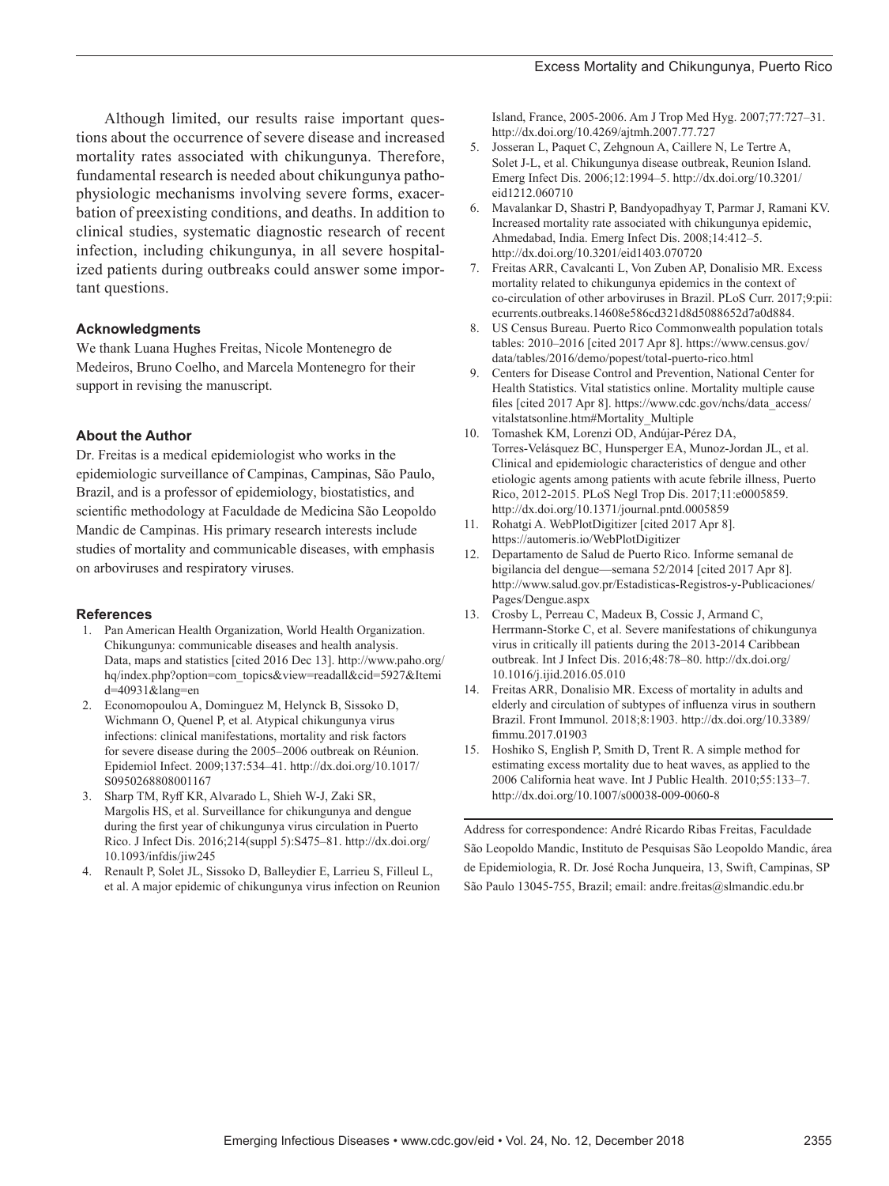Although limited, our results raise important questions about the occurrence of severe disease and increased mortality rates associated with chikungunya. Therefore, fundamental research is needed about chikungunya pathophysiologic mechanisms involving severe forms, exacerbation of preexisting conditions, and deaths. In addition to clinical studies, systematic diagnostic research of recent infection, including chikungunya, in all severe hospitalized patients during outbreaks could answer some important questions.

### Acknowledgments

We thank Luana Hughes Freitas, Nicole Montenegro de Medeiros, Bruno Coelho, and Marcela Montenegro for their support in revising the manuscript.

### About the Author

Dr. Freitas is a medical epidemiologist who works in the epidemiologic surveillance of Campinas, Campinas, São Paulo, Brazil, and is a professor of epidemiology, biostatistics, and scientific methodology at Faculdade de Medicina São Leopoldo Mandic de Campinas. His primary research interests include studies of mortality and communicable diseases, with emphasis on arboviruses and respiratory viruses.

### References

1. Pan American Health Organization, World Health Organization. Chikungunya: communicable diseases and health analysis. Data, maps and statistics [cited 2016 Dec 13]. http://www.paho.org/hq/index.php?option=com_topics&view=readall&cid=5927&Itemid=40931&lang=en
2. Economopoulou A, Dominguez M, Helynck B, Sissoko D, Wichmann O, Quenel P, et al. Atypical chikungunya virus infections: clinical manifestations, mortality and risk factors for severe disease during the 2005–2006 outbreak on Réunion. Epidemiol Infect. 2009;137:534–41. http://dx.doi.org/10.1017/S0950268808001167
3. Sharp TM, Ryff KR, Alvarado L, Shieh W-J, Zaki SR, Margolis HS, et al. Surveillance for chikungunya and dengue during the first year of chikungunya virus circulation in Puerto Rico. J Infect Dis. 2016;214(suppl 5):S475–81. http://dx.doi.org/10.1093/infdis/jiw245
4. Renault P, Solet JL, Sissoko D, Balleydier E, Larrieu S, Filleul L, et al. A major epidemic of chikungunya virus infection on Reunion Island, France, 2005-2006. Am J Trop Med Hyg. 2007;77:727–31. http://dx.doi.org/10.4269/ajtmh.2007.77.727
5. Josseran L, Paquet C, Zehgnoun A, Caillere N, Le Tertre A, Solet J-L, et al. Chikungunya disease outbreak, Reunion Island. Emerg Infect Dis. 2006;12:1994–5. http://dx.doi.org/10.3201/eid1212.060710
6. Mavalankar D, Shastri P, Bandyopadhyay T, Parmar J, Ramani KV. Increased mortality rate associated with chikungunya epidemic, Ahmedabad, India. Emerg Infect Dis. 2008;14:412–5. http://dx.doi.org/10.3201/eid1403.070720
7. Freitas ARR, Cavalcanti L, Von Zuben AP, Donalisio MR. Excess mortality related to chikungunya epidemics in the context of co-circulation of other arboviruses in Brazil. PLoS Curr. 2017;9:pii: ecurrents.outbreaks.14608e586cd321d8d5088652d7a0d884.
8. US Census Bureau. Puerto Rico Commonwealth population totals tables: 2010–2016 [cited 2017 Apr 8]. https://www.census.gov/data/tables/2016/demo/popest/total-puerto-rico.html
9. Centers for Disease Control and Prevention, National Center for Health Statistics. Vital statistics online. Mortality multiple cause files [cited 2017 Apr 8]. https://www.cdc.gov/nchs/data_access/vitalstatsonline.htm#Mortality_Multiple
10. Tomashek KM, Lorenzi OD, Andújar-Pérez DA, Torres-Velásquez BC, Hunsperger EA, Munoz-Jordan JL, et al. Clinical and epidemiologic characteristics of dengue and other etiologic agents among patients with acute febrile illness, Puerto Rico, 2012-2015. PLoS Negl Trop Dis. 2017;11:e0005859. http://dx.doi.org/10.1371/journal.pntd.0005859
11. Rohatgi A. WebPlotDigitizer [cited 2017 Apr 8]. https://automeris.io/WebPlotDigitizer
12. Departamento de Salud de Puerto Rico. Informe semanal de bigilancia del dengue—semana 52/2014 [cited 2017 Apr 8]. http://www.salud.gov.pr/Estadisticas-Registros-y-Publicaciones/Pages/Dengue.aspx
13. Crosby L, Perreau C, Madeux B, Cossic J, Armand C, Herrmann-Storke C, et al. Severe manifestations of chikungunya virus in critically ill patients during the 2013-2014 Caribbean outbreak. Int J Infect Dis. 2016;48:78–80. http://dx.doi.org/10.1016/j.ijid.2016.05.010
14. Freitas ARR, Donalisio MR. Excess of mortality in adults and elderly and circulation of subtypes of influenza virus in southern Brazil. Front Immunol. 2018;8:1903. http://dx.doi.org/10.3389/fimmu.2017.01903
15. Hoshiko S, English P, Smith D, Trent R. A simple method for estimating excess mortality due to heat waves, as applied to the 2006 California heat wave. Int J Public Health. 2010;55:133–7. http://dx.doi.org/10.1007/s00038-009-0060-8

Address for correspondence: André Ricardo Ribas Freitas, Faculdade São Leopoldo Mandic, Instituto de Pesquisas São Leopoldo Mandic, área de Epidemiologia, R. Dr. José Rocha Junqueira, 13, Swift, Campinas, SP São Paulo 13045-755, Brazil; email: andre.freitas@slmandic.edu.br